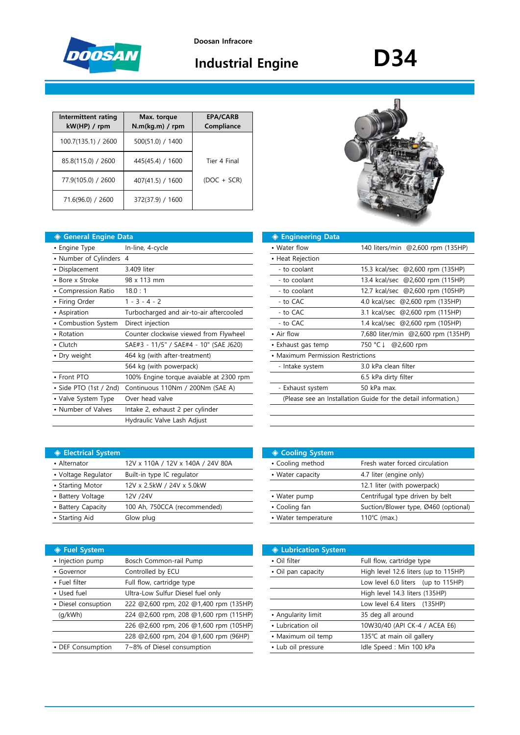Doosan Infracore

# Industrial Engine

# D34

| Intermittent rating kW(HP) / rpm | Max. torque N.m(kg.m) / rpm | EPA/CARB Compliance |
|---|---|---|
| 100.7(135.1) / 2600 | 500(51.0) / 1400 | Tier 4 Final (DOC + SCR) |
| 85.8(115.0) / 2600 | 445(45.4) / 1600 | |
| 77.9(105.0) / 2600 | 407(41.5) / 1600 | |
| 71.6(96.0) / 2600 | 372(37.9) / 1600 | |

## ◈ General Engine Data

| | |
|---|---|
| • Engine Type | In-line, 4-cycle |
| • Number of Cylinders | 4 |
| • Displacement | 3.409 liter |
| • Bore x Stroke | 98 x 113 mm |
| • Compression Ratio | 18.0 : 1 |
| • Firing Order | 1 - 3 - 4 - 2 |
| • Aspiration | Turbocharged and air-to-air aftercooled |
| • Combustion System | Direct injection |
| • Rotation | Counter clockwise viewed from Flywheel |
| • Clutch | SAE#3 - 11/5" / SAE#4 - 10" (SAE J620) |
| • Dry weight | 464 kg (with after-treatment) |
| | 564 kg (with powerpack) |
| • Front PTO | 100% Engine torque avaiable at 2300 rpm |
| • Side PTO (1st / 2nd) | Continuous 110Nm / 200Nm (SAE A) |
| • Valve System Type | Over head valve |
| • Number of Valves | Intake 2, exhaust 2 per cylinder |
| | Hydraulic Valve Lash Adjust |

## ◈ Engineering Data

| | |
|---|---|
| • Water flow | 140 liters/min @2,600 rpm (135HP) |
| • Heat Rejection | |
| - to coolant | 15.3 kcal/sec @2,600 rpm (135HP) |
| - to coolant | 13.4 kcal/sec @2,600 rpm (115HP) |
| - to coolant | 12.7 kcal/sec @2,600 rpm (105HP) |
| - to CAC | 4.0 kcal/sec @2,600 rpm (135HP) |
| - to CAC | 3.1 kcal/sec @2,600 rpm (115HP) |
| - to CAC | 1.4 kcal/sec @2,600 rpm (105HP) |
| • Air flow | 7,680 liter/min @2,600 rpm (135HP) |
| • Exhaust gas temp | 750 °C↓ @2,600 rpm |
| • Maximum Permission Restrictions | |
| - Intake system | 3.0 kPa clean filter |
| | 6.5 kPa dirty filter |
| - Exhaust system | 50 kPa max. |
| (Please see an Installation Guide for the detail information.) | |

## ◈ Electrical System

| | |
|---|---|
| • Alternator | 12V x 110A / 12V x 140A / 24V 80A |
| • Voltage Regulator | Built-in type IC regulator |
| • Starting Motor | 12V x 2.5kW / 24V x 5.0kW |
| • Battery Voltage | 12V /24V |
| • Battery Capacity | 100 Ah, 750CCA (recommended) |
| • Starting Aid | Glow plug |

## ◈ Cooling System

| | |
|---|---|
| • Cooling method | Fresh water forced circulation |
| • Water capacity | 4.7 liter (engine only) |
| | 12.1 liter (with powerpack) |
| • Water pump | Centrifugal type driven by belt |
| • Cooling fan | Suction/Blower type, Ø460 (optional) |
| • Water temperature | 110℃ (max.) |

## ◈ Fuel System

| | |
|---|---|
| • Injection pump | Bosch Common-rail Pump |
| • Governor | Controlled by ECU |
| • Fuel filter | Full flow, cartridge type |
| • Used fuel | Ultra-Low Sulfur Diesel fuel only |
| • Diesel consuption | 222 @2,600 rpm, 202 @1,400 rpm (135HP) |
| (g/kWh) | 224 @2,600 rpm, 208 @1,600 rpm (115HP) |
| | 226 @2,600 rpm, 206 @1,600 rpm (105HP) |
| | 228 @2,600 rpm, 204 @1,600 rpm (96HP) |
| • DEF Consumption | 7~8% of Diesel consumption |

## ◈ Lubrication System

| | |
|---|---|
| • Oil filter | Full flow, cartridge type |
| • Oil pan capacity | High level 12.6 liters (up to 115HP) |
| | Low level 6.0 liters (up to 115HP) |
| | High level 14.3 liters (135HP) |
| | Low level 6.4 liters (135HP) |
| • Angularity limit | 35 deg all around |
| • Lubrication oil | 10W30/40 (API CK-4 / ACEA E6) |
| • Maximum oil temp | 135℃ at main oil gallery |
| • Lub oil pressure | Idle Speed : Min 100 kPa |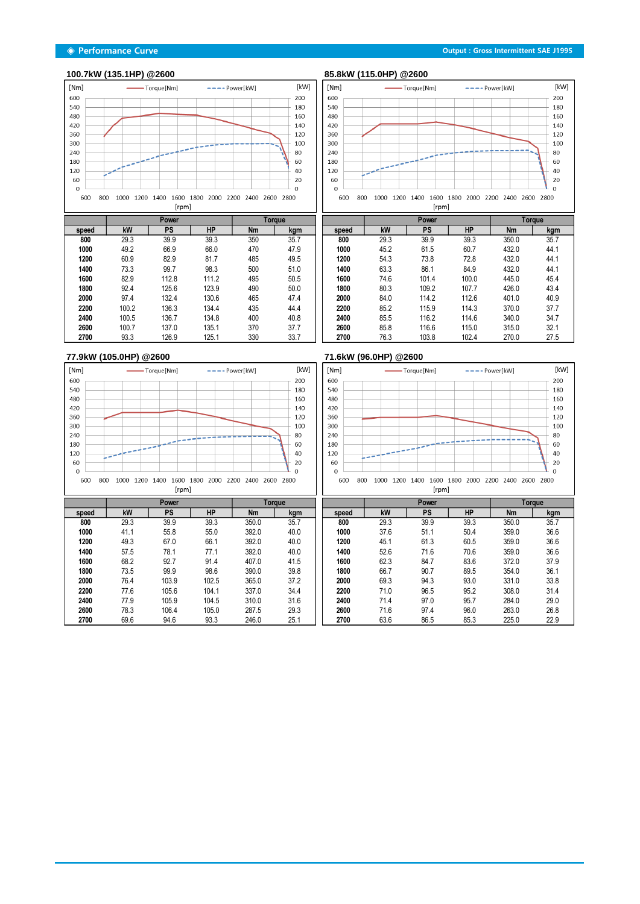## ◈ Performance Curve

Output : Gross Intermittent SAE J1995

### 100.7kW (135.1HP) @2600

| speed | Power | | | Torque | |
|---|---|---|---|---|---|
| | kW | PS | HP | Nm | kgm |
| 800 | 29.3 | 39.9 | 39.3 | 350 | 35.7 |
| 1000 | 49.2 | 66.9 | 66.0 | 470 | 47.9 |
| 1200 | 60.9 | 82.9 | 81.7 | 485 | 49.5 |
| 1400 | 73.3 | 99.7 | 98.3 | 500 | 51.0 |
| 1600 | 82.9 | 112.8 | 111.2 | 495 | 50.5 |
| 1800 | 92.4 | 125.6 | 123.9 | 490 | 50.0 |
| 2000 | 97.4 | 132.4 | 130.6 | 465 | 47.4 |
| 2200 | 100.2 | 136.3 | 134.4 | 435 | 44.4 |
| 2400 | 100.5 | 136.7 | 134.8 | 400 | 40.8 |
| 2600 | 100.7 | 137.0 | 135.1 | 370 | 37.7 |
| 2700 | 93.3 | 126.9 | 125.1 | 330 | 33.7 |

### 85.8kW (115.0HP) @2600

| speed | Power | | | Torque | |
|---|---|---|---|---|---|
| | kW | PS | HP | Nm | kgm |
| 800 | 29.3 | 39.9 | 39.3 | 350.0 | 35.7 |
| 1000 | 45.2 | 61.5 | 60.7 | 432.0 | 44.1 |
| 1200 | 54.3 | 73.8 | 72.8 | 432.0 | 44.1 |
| 1400 | 63.3 | 86.1 | 84.9 | 432.0 | 44.1 |
| 1600 | 74.6 | 101.4 | 100.0 | 445.0 | 45.4 |
| 1800 | 80.3 | 109.2 | 107.7 | 426.0 | 43.4 |
| 2000 | 84.0 | 114.2 | 112.6 | 401.0 | 40.9 |
| 2200 | 85.2 | 115.9 | 114.3 | 370.0 | 37.7 |
| 2400 | 85.5 | 116.2 | 114.6 | 340.0 | 34.7 |
| 2600 | 85.8 | 116.6 | 115.0 | 315.0 | 32.1 |
| 2700 | 76.3 | 103.8 | 102.4 | 270.0 | 27.5 |

### 77.9kW (105.0HP) @2600

| speed | Power | | | Torque | |
|---|---|---|---|---|---|
| | kW | PS | HP | Nm | kgm |
| 800 | 29.3 | 39.9 | 39.3 | 350.0 | 35.7 |
| 1000 | 41.1 | 55.8 | 55.0 | 392.0 | 40.0 |
| 1200 | 49.3 | 67.0 | 66.1 | 392.0 | 40.0 |
| 1400 | 57.5 | 78.1 | 77.1 | 392.0 | 40.0 |
| 1600 | 68.2 | 92.7 | 91.4 | 407.0 | 41.5 |
| 1800 | 73.5 | 99.9 | 98.6 | 390.0 | 39.8 |
| 2000 | 76.4 | 103.9 | 102.5 | 365.0 | 37.2 |
| 2200 | 77.6 | 105.6 | 104.1 | 337.0 | 34.4 |
| 2400 | 77.9 | 105.9 | 104.5 | 310.0 | 31.6 |
| 2600 | 78.3 | 106.4 | 105.0 | 287.5 | 29.3 |
| 2700 | 69.6 | 94.6 | 93.3 | 246.0 | 25.1 |

### 71.6kW (96.0HP) @2600

| speed | Power | | | Torque | |
|---|---|---|---|---|---|
| | kW | PS | HP | Nm | kgm |
| 800 | 29.3 | 39.9 | 39.3 | 350.0 | 35.7 |
| 1000 | 37.6 | 51.1 | 50.4 | 359.0 | 36.6 |
| 1200 | 45.1 | 61.3 | 60.5 | 359.0 | 36.6 |
| 1400 | 52.6 | 71.6 | 70.6 | 359.0 | 36.6 |
| 1600 | 62.3 | 84.7 | 83.6 | 372.0 | 37.9 |
| 1800 | 66.7 | 90.7 | 89.5 | 354.0 | 36.1 |
| 2000 | 69.3 | 94.3 | 93.0 | 331.0 | 33.8 |
| 2200 | 71.0 | 96.5 | 95.2 | 308.0 | 31.4 |
| 2400 | 71.4 | 97.0 | 95.7 | 284.0 | 29.0 |
| 2600 | 71.6 | 97.4 | 96.0 | 263.0 | 26.8 |
| 2700 | 63.6 | 86.5 | 85.3 | 225.0 | 22.9 |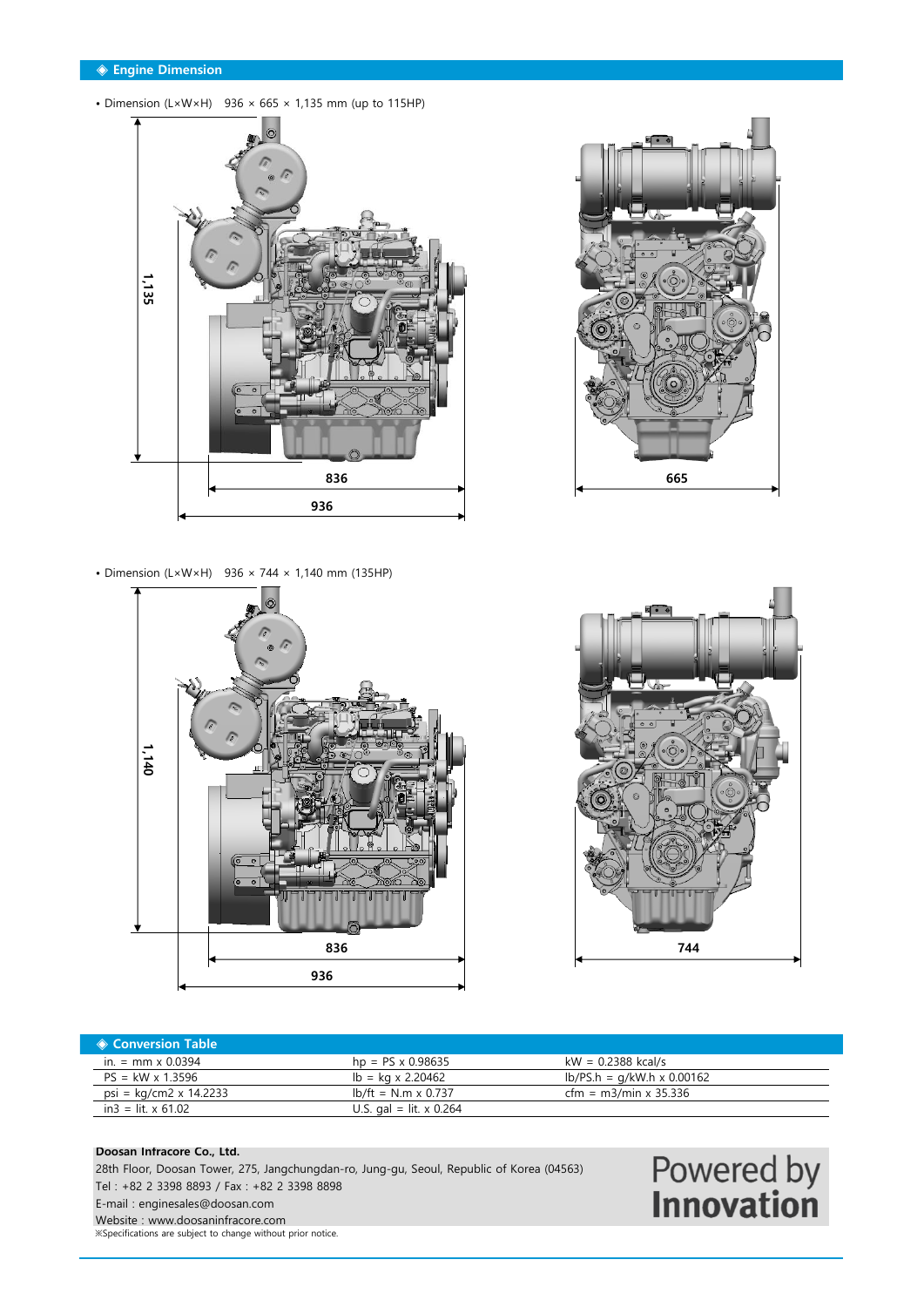## ◈ Engine Dimension

- Dimension (L×W×H) 936 × 665 × 1,135 mm (up to 115HP)

1,135

836

936

665

- Dimension (L×W×H) 936 × 744 × 1,140 mm (135HP)

1,140

836

936

744

## ◈ Conversion Table

| | | |
|---|---|---|
| in. = mm x 0.0394 | hp = PS x 0.98635 | kW = 0.2388 kcal/s |
| PS = kW x 1.3596 | lb = kg x 2.20462 | lb/PS.h = g/kW.h x 0.00162 |
| psi = kg/cm2 x 14.2233 | lb/ft = N.m x 0.737 | cfm = m3/min x 35.336 |
| in3 = lit. x 61.02 | U.S. gal = lit. x 0.264 | |

**Doosan Infracore Co., Ltd.**
28th Floor, Doosan Tower, 275, Jangchungdan-ro, Jung-gu, Seoul, Republic of Korea (04563)
Tel : +82 2 3398 8893 / Fax : +82 2 3398 8898
E-mail : enginesales@doosan.com
Website : www.doosaninfracore.com
※Specifications are subject to change without prior notice.

Powered by **Innovation**